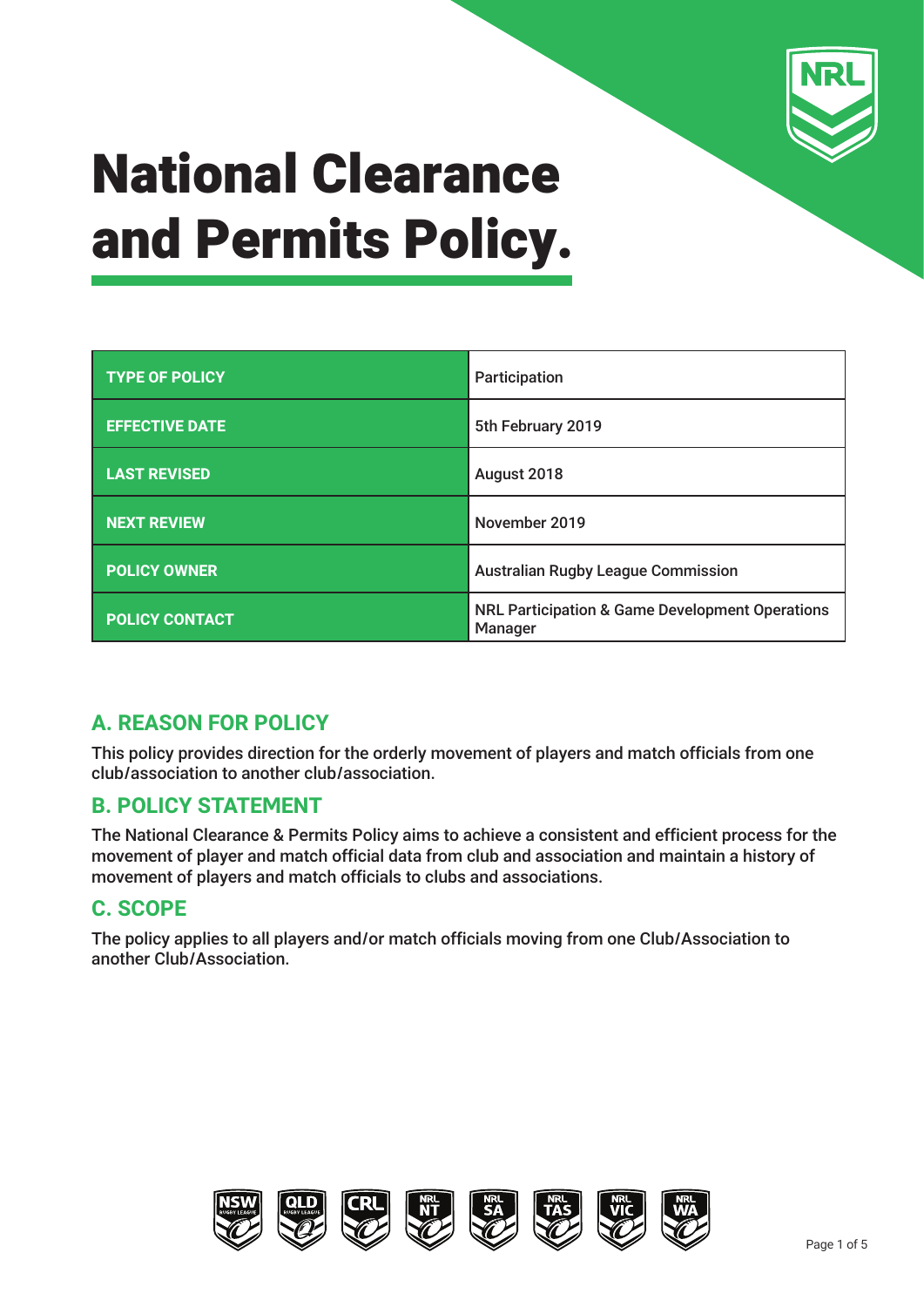# National Clearance and Permits Policy.

| TYPE OF POLICY | Participation |
|---|---|
| EFFECTIVE DATE | 5th February 2019 |
| LAST REVISED | August 2018 |
| NEXT REVIEW | November 2019 |
| POLICY OWNER | Australian Rugby League Commission |
| POLICY CONTACT | NRL Participation & Game Development Operations Manager |

## A. REASON FOR POLICY

This policy provides direction for the orderly movement of players and match officials from one club/association to another club/association.

## B. POLICY STATEMENT

The National Clearance & Permits Policy aims to achieve a consistent and efficient process for the movement of player and match official data from club and association and maintain a history of movement of players and match officials to clubs and associations.

## C. SCOPE

The policy applies to all players and/or match officials moving from one Club/Association to another Club/Association.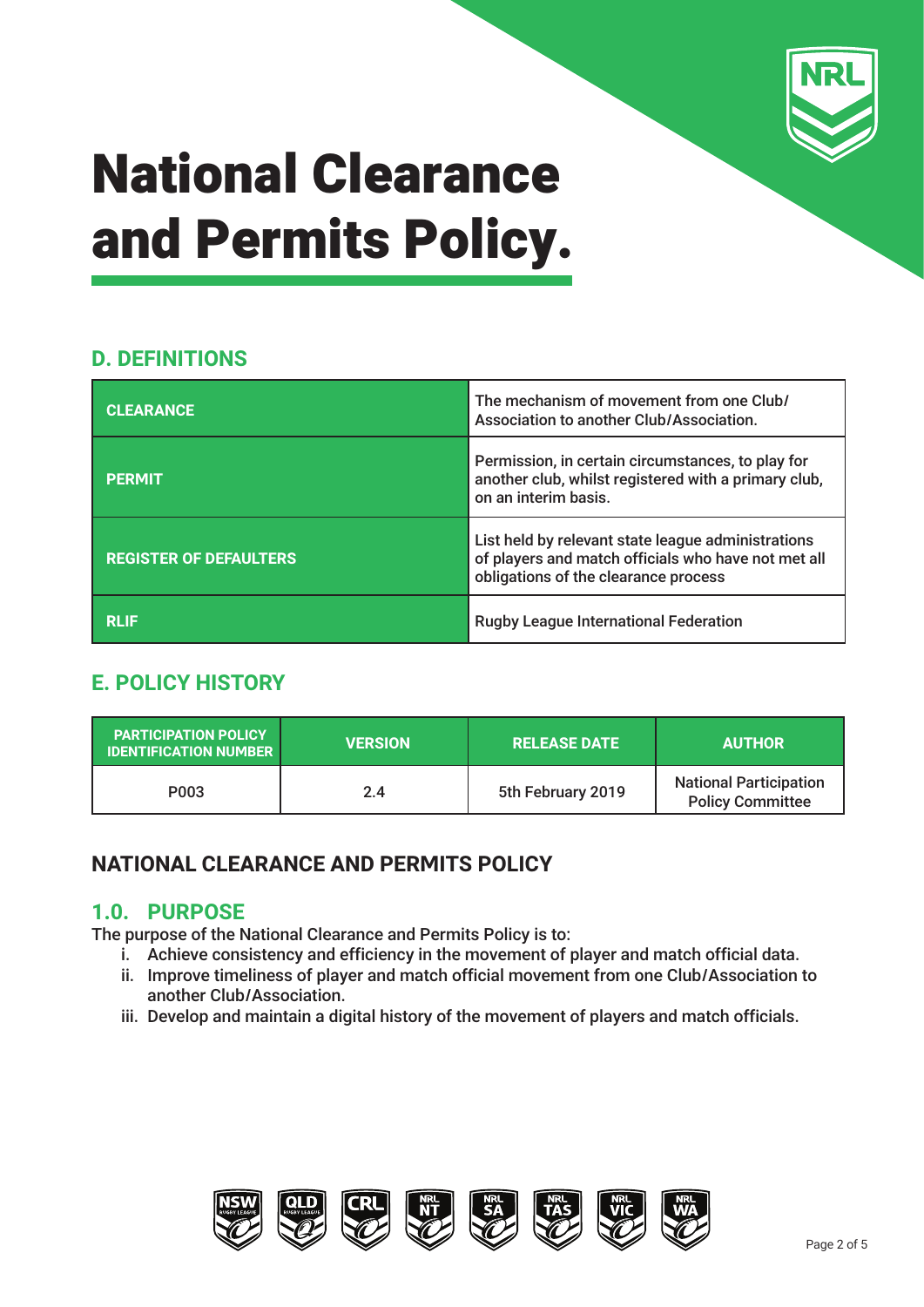# National Clearance and Permits Policy.

## D. DEFINITIONS

| | |
|---|---|
| **CLEARANCE** | The mechanism of movement from one Club/ Association to another Club/Association. |
| **PERMIT** | Permission, in certain circumstances, to play for another club, whilst registered with a primary club, on an interim basis. |
| **REGISTER OF DEFAULTERS** | List held by relevant state league administrations of players and match officials who have not met all obligations of the clearance process |
| **RLIF** | Rugby League International Federation |

## E. POLICY HISTORY

| PARTICIPATION POLICY IDENTIFICATION NUMBER | VERSION | RELEASE DATE | AUTHOR |
|---|---|---|---|
| P003 | 2.4 | 5th February 2019 | National Participation Policy Committee |

## NATIONAL CLEARANCE AND PERMITS POLICY

### 1.0. PURPOSE

The purpose of the National Clearance and Permits Policy is to:

i. Achieve consistency and efficiency in the movement of player and match official data.
ii. Improve timeliness of player and match official movement from one Club/Association to another Club/Association.
iii. Develop and maintain a digital history of the movement of players and match officials.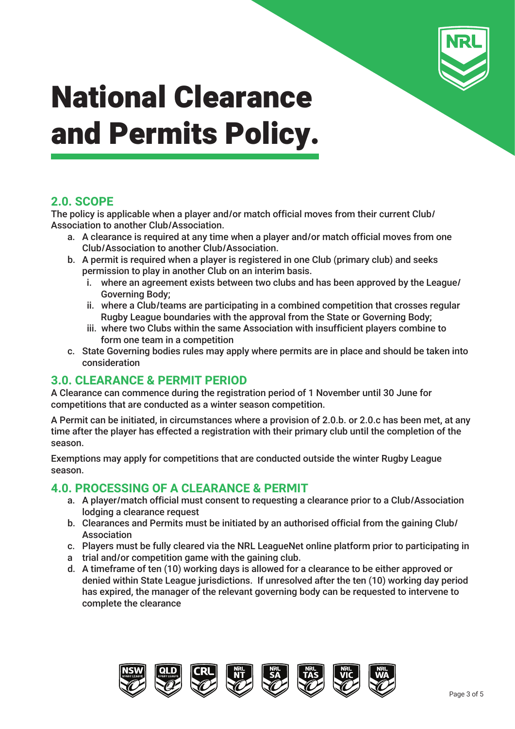# National Clearance and Permits Policy.

## 2.0. SCOPE

The policy is applicable when a player and/or match official moves from their current Club/ Association to another Club/Association.

a. A clearance is required at any time when a player and/or match official moves from one Club/Association to another Club/Association.
b. A permit is required when a player is registered in one Club (primary club) and seeks permission to play in another Club on an interim basis.
   i. where an agreement exists between two clubs and has been approved by the League/ Governing Body;
   ii. where a Club/teams are participating in a combined competition that crosses regular Rugby League boundaries with the approval from the State or Governing Body;
   iii. where two Clubs within the same Association with insufficient players combine to form one team in a competition
c. State Governing bodies rules may apply where permits are in place and should be taken into consideration

## 3.0. CLEARANCE & PERMIT PERIOD

A Clearance can commence during the registration period of 1 November until 30 June for competitions that are conducted as a winter season competition.

A Permit can be initiated, in circumstances where a provision of 2.0.b. or 2.0.c has been met, at any time after the player has effected a registration with their primary club until the completion of the season.

Exemptions may apply for competitions that are conducted outside the winter Rugby League season.

## 4.0. PROCESSING OF A CLEARANCE & PERMIT

a. A player/match official must consent to requesting a clearance prior to a Club/Association lodging a clearance request
b. Clearances and Permits must be initiated by an authorised official from the gaining Club/ Association
c. Players must be fully cleared via the NRL LeagueNet online platform prior to participating in a trial and/or competition game with the gaining club.
d. A timeframe of ten (10) working days is allowed for a clearance to be either approved or denied within State League jurisdictions. If unresolved after the ten (10) working day period has expired, the manager of the relevant governing body can be requested to intervene to complete the clearance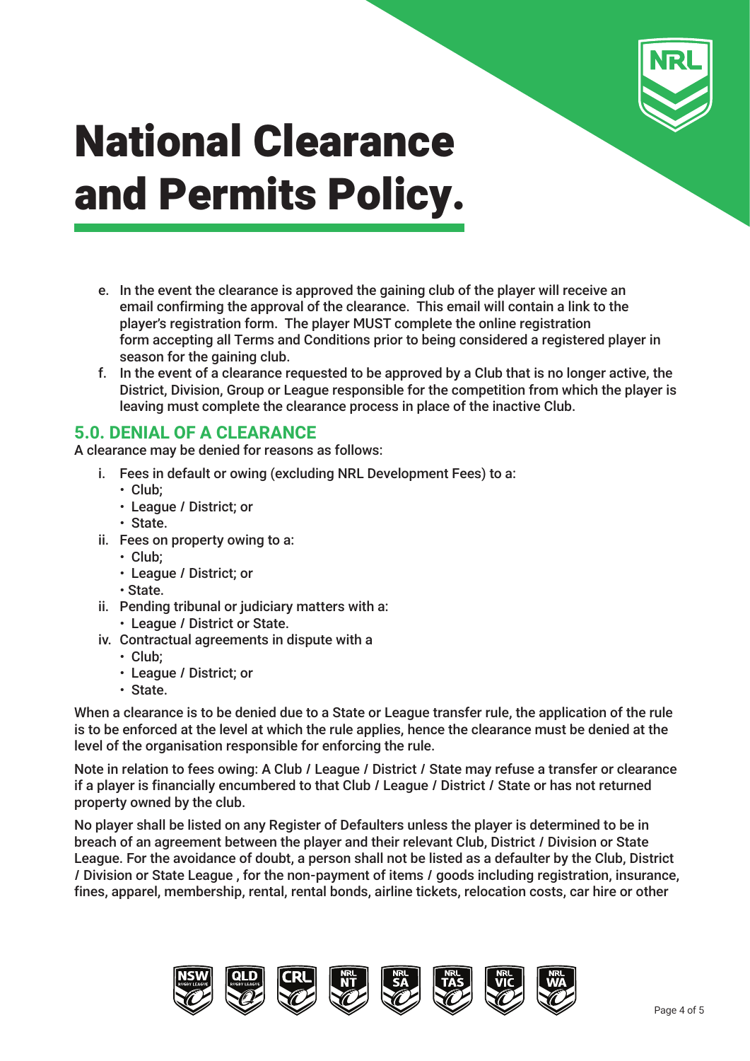e. In the event the clearance is approved the gaining club of the player will receive an email confirming the approval of the clearance. This email will contain a link to the player's registration form. The player MUST complete the online registration form accepting all Terms and Conditions prior to being considered a registered player in season for the gaining club.

f. In the event of a clearance requested to be approved by a Club that is no longer active, the District, Division, Group or League responsible for the competition from which the player is leaving must complete the clearance process in place of the inactive Club.

## 5.0. DENIAL OF A CLEARANCE

A clearance may be denied for reasons as follows:

i. Fees in default or owing (excluding NRL Development Fees) to a:
   - Club;
   - League / District; or
   - State.

ii. Fees on property owing to a:
   - Club;
   - League / District; or
   - State.

ii. Pending tribunal or judiciary matters with a:
   - League / District or State.

iv. Contractual agreements in dispute with a
   - Club;
   - League / District; or
   - State.

When a clearance is to be denied due to a State or League transfer rule, the application of the rule is to be enforced at the level at which the rule applies, hence the clearance must be denied at the level of the organisation responsible for enforcing the rule.

Note in relation to fees owing: A Club / League / District / State may refuse a transfer or clearance if a player is financially encumbered to that Club / League / District / State or has not returned property owned by the club.

No player shall be listed on any Register of Defaulters unless the player is determined to be in breach of an agreement between the player and their relevant Club, District / Division or State League. For the avoidance of doubt, a person shall not be listed as a defaulter by the Club, District / Division or State League , for the non-payment of items / goods including registration, insurance, fines, apparel, membership, rental, rental bonds, airline tickets, relocation costs, car hire or other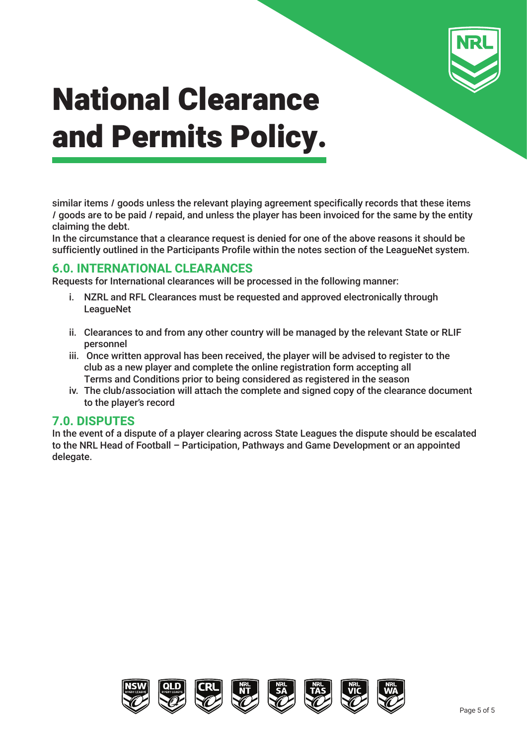# National Clearance and Permits Policy.

similar items / goods unless the relevant playing agreement specifically records that these items / goods are to be paid / repaid, and unless the player has been invoiced for the same by the entity claiming the debt.
In the circumstance that a clearance request is denied for one of the above reasons it should be sufficiently outlined in the Participants Profile within the notes section of the LeagueNet system.

## 6.0. INTERNATIONAL CLEARANCES

Requests for International clearances will be processed in the following manner:

i. NZRL and RFL Clearances must be requested and approved electronically through LeagueNet

ii. Clearances to and from any other country will be managed by the relevant State or RLIF personnel

iii. Once written approval has been received, the player will be advised to register to the club as a new player and complete the online registration form accepting all Terms and Conditions prior to being considered as registered in the season

iv. The club/association will attach the complete and signed copy of the clearance document to the player's record

## 7.0. DISPUTES

In the event of a dispute of a player clearing across State Leagues the dispute should be escalated to the NRL Head of Football – Participation, Pathways and Game Development or an appointed delegate.